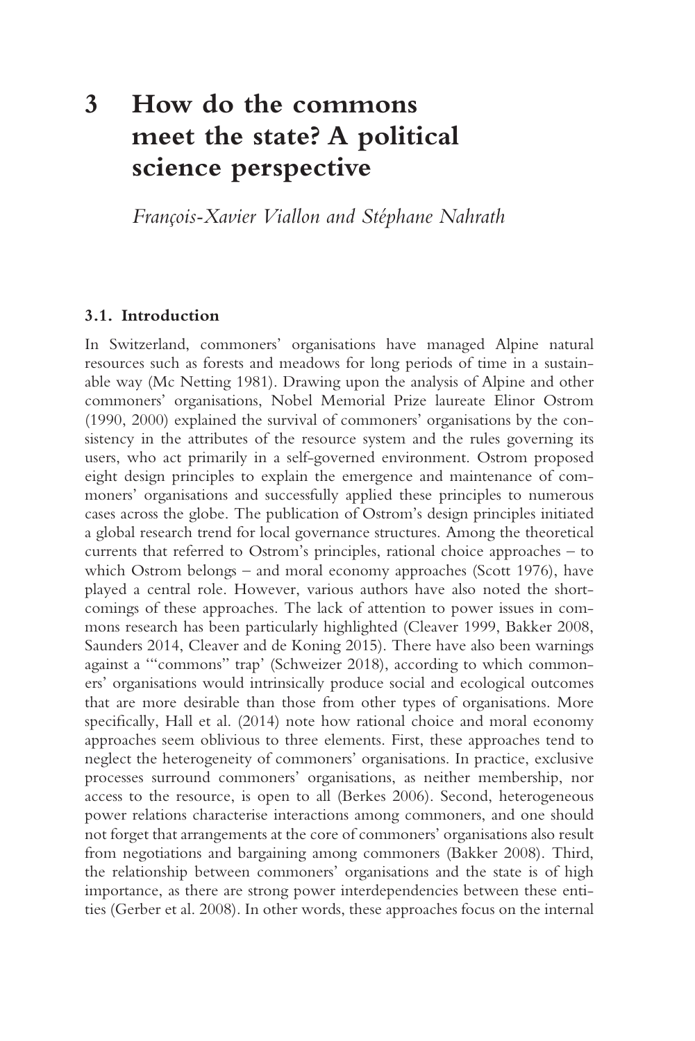# 3 How do the commons meet the state? A political science perspective

*François-Xavier Viallon and Stéphane Nahrath*

## 3.1. Introduction

In Switzerland, commoners' organisations have managed Alpine natural resources such as forests and meadows for long periods of time in a sustainable way (Mc Netting 1981). Drawing upon the analysis of Alpine and other commoners' organisations, Nobel Memorial Prize laureate Elinor Ostrom (1990, 2000) explained the survival of commoners' organisations by the consistency in the attributes of the resource system and the rules governing its users, who act primarily in a self-governed environment. Ostrom proposed eight design principles to explain the emergence and maintenance of commoners' organisations and successfully applied these principles to numerous cases across the globe. The publication of Ostrom's design principles initiated a global research trend for local governance structures. Among the theoretical currents that referred to Ostrom's principles, rational choice approaches – to which Ostrom belongs – and moral economy approaches (Scott 1976), have played a central role. However, various authors have also noted the shortcomings of these approaches. The lack of attention to power issues in commons research has been particularly highlighted (Cleaver 1999, Bakker 2008, Saunders 2014, Cleaver and de Koning 2015). There have also been warnings against a '"commons" trap' (Schweizer 2018), according to which commoners' organisations would intrinsically produce social and ecological outcomes that are more desirable than those from other types of organisations. More specifically, Hall et al. (2014) note how rational choice and moral economy approaches seem oblivious to three elements. First, these approaches tend to neglect the heterogeneity of commoners' organisations. In practice, exclusive processes surround commoners' organisations, as neither membership, nor access to the resource, is open to all (Berkes 2006). Second, heterogeneous power relations characterise interactions among commoners, and one should not forget that arrangements at the core of commoners' organisations also result from negotiations and bargaining among commoners (Bakker 2008). Third, the relationship between commoners' organisations and the state is of high importance, as there are strong power interdependencies between these entities (Gerber et al. 2008). In other words, these approaches focus on the internal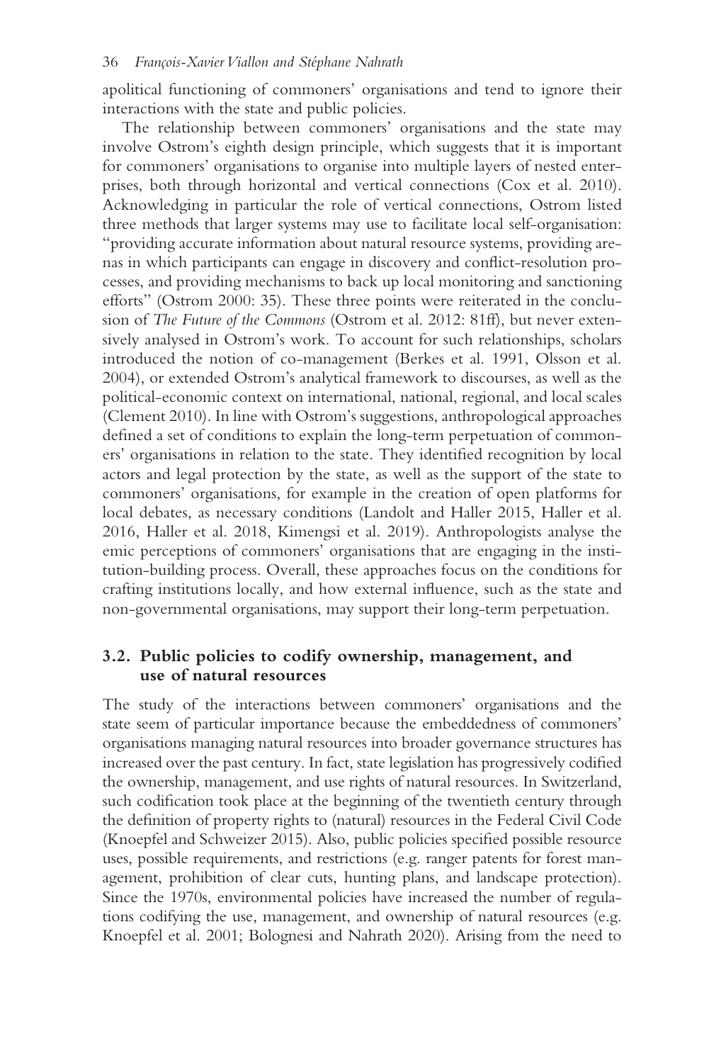apolitical functioning of commoners' organisations and tend to ignore their interactions with the state and public policies.

The relationship between commoners' organisations and the state may involve Ostrom's eighth design principle, which suggests that it is important for commoners' organisations to organise into multiple layers of nested enterprises, both through horizontal and vertical connections (Cox et al. 2010). Acknowledging in particular the role of vertical connections, Ostrom listed three methods that larger systems may use to facilitate local self-organisation: "providing accurate information about natural resource systems, providing arenas in which participants can engage in discovery and conflict-resolution processes, and providing mechanisms to back up local monitoring and sanctioning efforts" (Ostrom 2000: 35). These three points were reiterated in the conclusion of *The Future of the Commons* (Ostrom et al. 2012: 81ff), but never extensively analysed in Ostrom's work. To account for such relationships, scholars introduced the notion of co-management (Berkes et al. 1991, Olsson et al. 2004), or extended Ostrom's analytical framework to discourses, as well as the political-economic context on international, national, regional, and local scales (Clement 2010). In line with Ostrom's suggestions, anthropological approaches defined a set of conditions to explain the long-term perpetuation of commoners' organisations in relation to the state. They identified recognition by local actors and legal protection by the state, as well as the support of the state to commoners' organisations, for example in the creation of open platforms for local debates, as necessary conditions (Landolt and Haller 2015, Haller et al. 2016, Haller et al. 2018, Kimengsi et al. 2019). Anthropologists analyse the emic perceptions of commoners' organisations that are engaging in the institution-building process. Overall, these approaches focus on the conditions for crafting institutions locally, and how external influence, such as the state and non-governmental organisations, may support their long-term perpetuation.

## 3.2. Public policies to codify ownership, management, and use of natural resources

The study of the interactions between commoners' organisations and the state seem of particular importance because the embeddedness of commoners' organisations managing natural resources into broader governance structures has increased over the past century. In fact, state legislation has progressively codified the ownership, management, and use rights of natural resources. In Switzerland, such codification took place at the beginning of the twentieth century through the definition of property rights to (natural) resources in the Federal Civil Code (Knoepfel and Schweizer 2015). Also, public policies specified possible resource uses, possible requirements, and restrictions (e.g. ranger patents for forest management, prohibition of clear cuts, hunting plans, and landscape protection). Since the 1970s, environmental policies have increased the number of regulations codifying the use, management, and ownership of natural resources (e.g. Knoepfel et al. 2001; Bolognesi and Nahrath 2020). Arising from the need to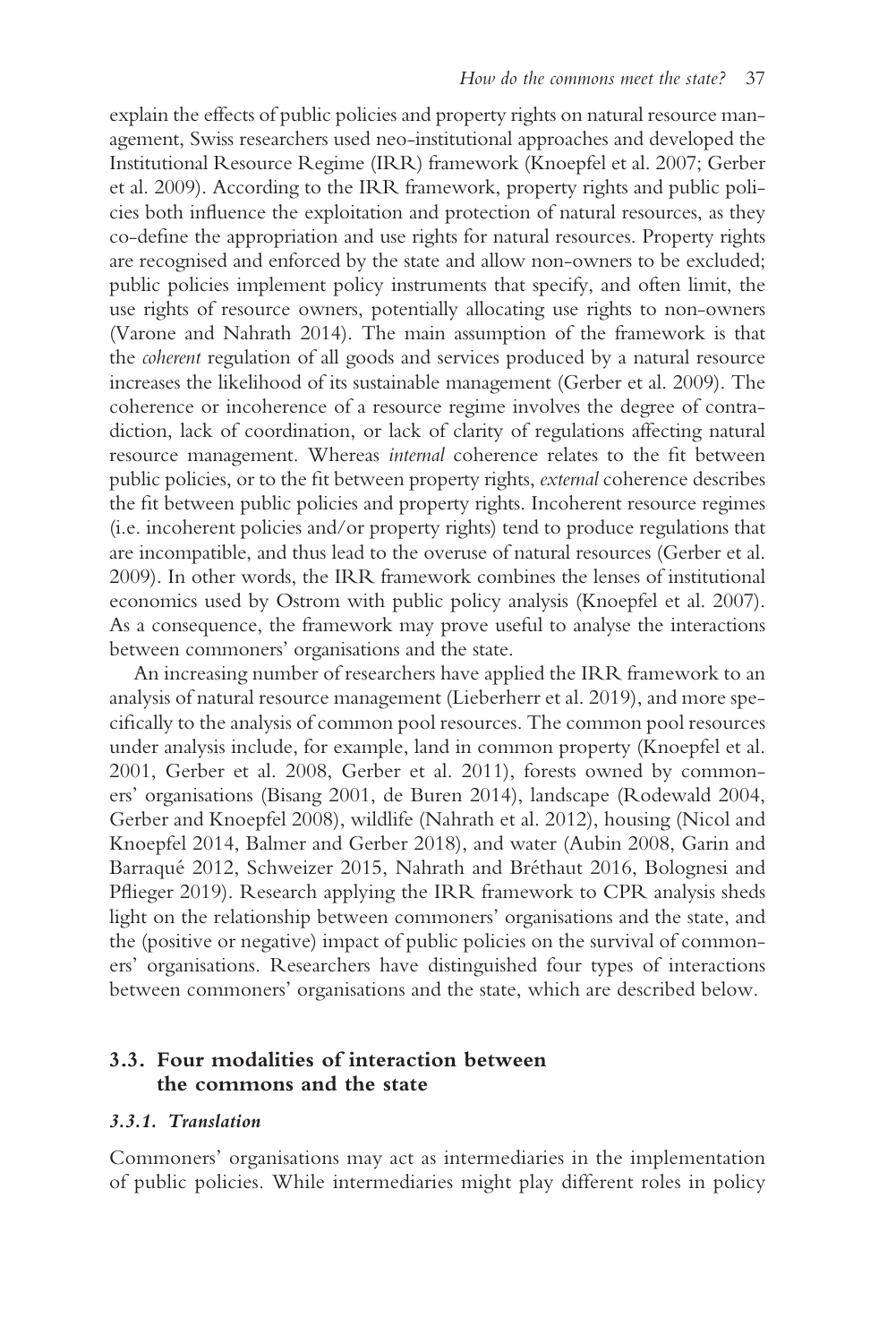explain the effects of public policies and property rights on natural resource management, Swiss researchers used neo-institutional approaches and developed the Institutional Resource Regime (IRR) framework (Knoepfel et al. 2007; Gerber et al. 2009). According to the IRR framework, property rights and public policies both influence the exploitation and protection of natural resources, as they co-define the appropriation and use rights for natural resources. Property rights are recognised and enforced by the state and allow non-owners to be excluded; public policies implement policy instruments that specify, and often limit, the use rights of resource owners, potentially allocating use rights to non-owners (Varone and Nahrath 2014). The main assumption of the framework is that the *coherent* regulation of all goods and services produced by a natural resource increases the likelihood of its sustainable management (Gerber et al. 2009). The coherence or incoherence of a resource regime involves the degree of contradiction, lack of coordination, or lack of clarity of regulations affecting natural resource management. Whereas *internal* coherence relates to the fit between public policies, or to the fit between property rights, *external* coherence describes the fit between public policies and property rights. Incoherent resource regimes (i.e. incoherent policies and/or property rights) tend to produce regulations that are incompatible, and thus lead to the overuse of natural resources (Gerber et al. 2009). In other words, the IRR framework combines the lenses of institutional economics used by Ostrom with public policy analysis (Knoepfel et al. 2007). As a consequence, the framework may prove useful to analyse the interactions between commoners' organisations and the state.

An increasing number of researchers have applied the IRR framework to an analysis of natural resource management (Lieberherr et al. 2019), and more specifically to the analysis of common pool resources. The common pool resources under analysis include, for example, land in common property (Knoepfel et al. 2001, Gerber et al. 2008, Gerber et al. 2011), forests owned by commoners' organisations (Bisang 2001, de Buren 2014), landscape (Rodewald 2004, Gerber and Knoepfel 2008), wildlife (Nahrath et al. 2012), housing (Nicol and Knoepfel 2014, Balmer and Gerber 2018), and water (Aubin 2008, Garin and Barraqué 2012, Schweizer 2015, Nahrath and Bréthaut 2016, Bolognesi and Pflieger 2019). Research applying the IRR framework to CPR analysis sheds light on the relationship between commoners' organisations and the state, and the (positive or negative) impact of public policies on the survival of commoners' organisations. Researchers have distinguished four types of interactions between commoners' organisations and the state, which are described below.

## 3.3. Four modalities of interaction between the commons and the state

### *3.3.1. Translation*

Commoners' organisations may act as intermediaries in the implementation of public policies. While intermediaries might play different roles in policy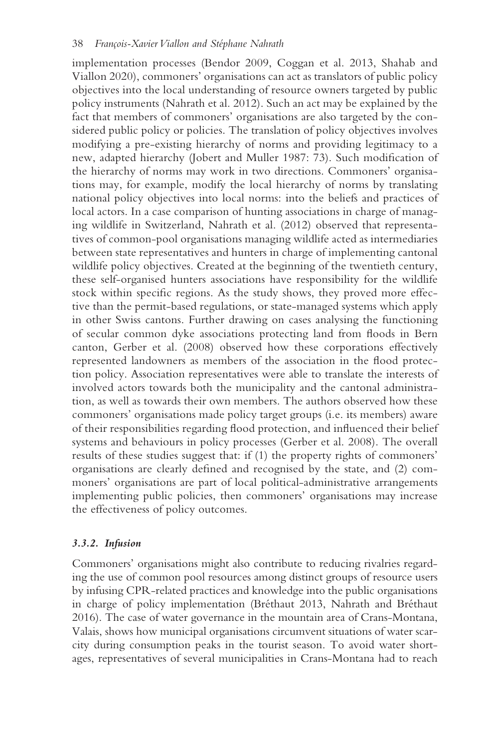implementation processes (Bendor 2009, Coggan et al. 2013, Shahab and Viallon 2020), commoners' organisations can act as translators of public policy objectives into the local understanding of resource owners targeted by public policy instruments (Nahrath et al. 2012). Such an act may be explained by the fact that members of commoners' organisations are also targeted by the considered public policy or policies. The translation of policy objectives involves modifying a pre-existing hierarchy of norms and providing legitimacy to a new, adapted hierarchy (Jobert and Muller 1987: 73). Such modification of the hierarchy of norms may work in two directions. Commoners' organisations may, for example, modify the local hierarchy of norms by translating national policy objectives into local norms: into the beliefs and practices of local actors. In a case comparison of hunting associations in charge of managing wildlife in Switzerland, Nahrath et al. (2012) observed that representatives of common-pool organisations managing wildlife acted as intermediaries between state representatives and hunters in charge of implementing cantonal wildlife policy objectives. Created at the beginning of the twentieth century, these self-organised hunters associations have responsibility for the wildlife stock within specific regions. As the study shows, they proved more effective than the permit-based regulations, or state-managed systems which apply in other Swiss cantons. Further drawing on cases analysing the functioning of secular common dyke associations protecting land from floods in Bern canton, Gerber et al. (2008) observed how these corporations effectively represented landowners as members of the association in the flood protection policy. Association representatives were able to translate the interests of involved actors towards both the municipality and the cantonal administration, as well as towards their own members. The authors observed how these commoners' organisations made policy target groups (i.e. its members) aware of their responsibilities regarding flood protection, and influenced their belief systems and behaviours in policy processes (Gerber et al. 2008). The overall results of these studies suggest that: if (1) the property rights of commoners' organisations are clearly defined and recognised by the state, and (2) commoners' organisations are part of local political-administrative arrangements implementing public policies, then commoners' organisations may increase the effectiveness of policy outcomes.

### *3.3.2. Infusion*

Commoners' organisations might also contribute to reducing rivalries regarding the use of common pool resources among distinct groups of resource users by infusing CPR-related practices and knowledge into the public organisations in charge of policy implementation (Bréthaut 2013, Nahrath and Bréthaut 2016). The case of water governance in the mountain area of Crans-Montana, Valais, shows how municipal organisations circumvent situations of water scarcity during consumption peaks in the tourist season. To avoid water shortages, representatives of several municipalities in Crans-Montana had to reach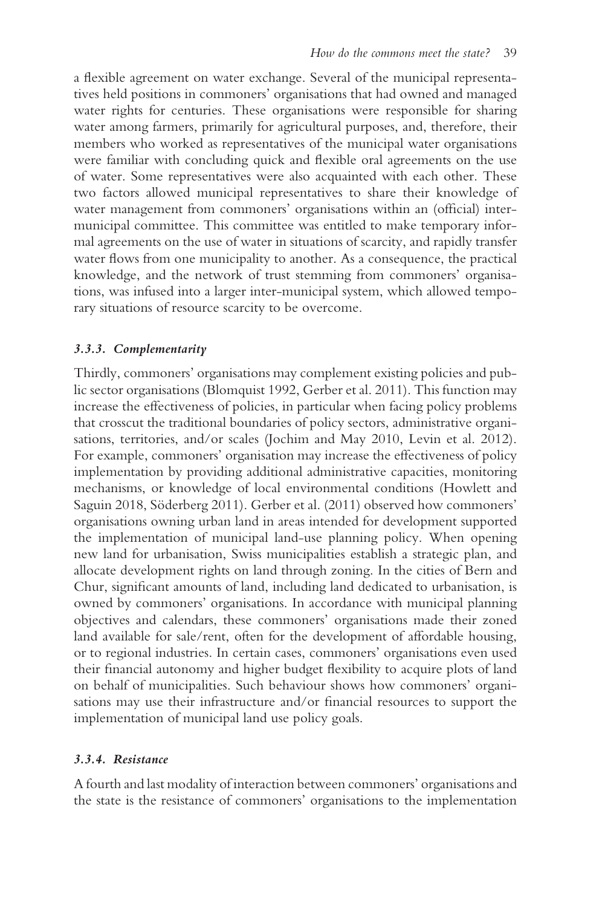a flexible agreement on water exchange. Several of the municipal representatives held positions in commoners' organisations that had owned and managed water rights for centuries. These organisations were responsible for sharing water among farmers, primarily for agricultural purposes, and, therefore, their members who worked as representatives of the municipal water organisations were familiar with concluding quick and flexible oral agreements on the use of water. Some representatives were also acquainted with each other. These two factors allowed municipal representatives to share their knowledge of water management from commoners' organisations within an (official) inter-municipal committee. This committee was entitled to make temporary informal agreements on the use of water in situations of scarcity, and rapidly transfer water flows from one municipality to another. As a consequence, the practical knowledge, and the network of trust stemming from commoners' organisations, was infused into a larger inter-municipal system, which allowed temporary situations of resource scarcity to be overcome.

### *3.3.3. Complementarity*

Thirdly, commoners' organisations may complement existing policies and public sector organisations (Blomquist 1992, Gerber et al. 2011). This function may increase the effectiveness of policies, in particular when facing policy problems that crosscut the traditional boundaries of policy sectors, administrative organisations, territories, and/or scales (Jochim and May 2010, Levin et al. 2012). For example, commoners' organisation may increase the effectiveness of policy implementation by providing additional administrative capacities, monitoring mechanisms, or knowledge of local environmental conditions (Howlett and Saguin 2018, Söderberg 2011). Gerber et al. (2011) observed how commoners' organisations owning urban land in areas intended for development supported the implementation of municipal land-use planning policy. When opening new land for urbanisation, Swiss municipalities establish a strategic plan, and allocate development rights on land through zoning. In the cities of Bern and Chur, significant amounts of land, including land dedicated to urbanisation, is owned by commoners' organisations. In accordance with municipal planning objectives and calendars, these commoners' organisations made their zoned land available for sale/rent, often for the development of affordable housing, or to regional industries. In certain cases, commoners' organisations even used their financial autonomy and higher budget flexibility to acquire plots of land on behalf of municipalities. Such behaviour shows how commoners' organisations may use their infrastructure and/or financial resources to support the implementation of municipal land use policy goals.

### *3.3.4. Resistance*

A fourth and last modality of interaction between commoners' organisations and the state is the resistance of commoners' organisations to the implementation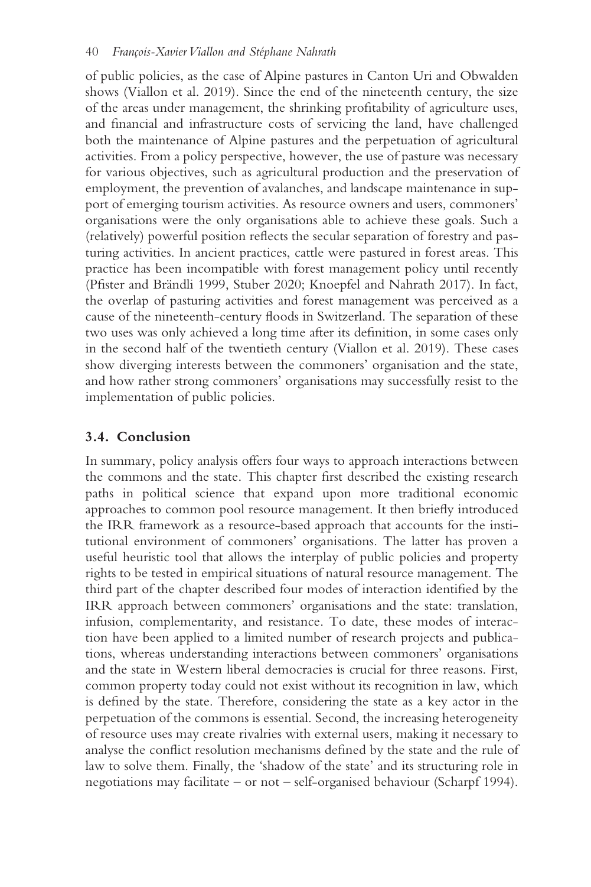of public policies, as the case of Alpine pastures in Canton Uri and Obwalden shows (Viallon et al. 2019). Since the end of the nineteenth century, the size of the areas under management, the shrinking profitability of agriculture uses, and financial and infrastructure costs of servicing the land, have challenged both the maintenance of Alpine pastures and the perpetuation of agricultural activities. From a policy perspective, however, the use of pasture was necessary for various objectives, such as agricultural production and the preservation of employment, the prevention of avalanches, and landscape maintenance in support of emerging tourism activities. As resource owners and users, commoners' organisations were the only organisations able to achieve these goals. Such a (relatively) powerful position reflects the secular separation of forestry and pasturing activities. In ancient practices, cattle were pastured in forest areas. This practice has been incompatible with forest management policy until recently (Pfister and Brändli 1999, Stuber 2020; Knoepfel and Nahrath 2017). In fact, the overlap of pasturing activities and forest management was perceived as a cause of the nineteenth-century floods in Switzerland. The separation of these two uses was only achieved a long time after its definition, in some cases only in the second half of the twentieth century (Viallon et al. 2019). These cases show diverging interests between the commoners' organisation and the state, and how rather strong commoners' organisations may successfully resist to the implementation of public policies.

## 3.4. Conclusion

In summary, policy analysis offers four ways to approach interactions between the commons and the state. This chapter first described the existing research paths in political science that expand upon more traditional economic approaches to common pool resource management. It then briefly introduced the IRR framework as a resource-based approach that accounts for the institutional environment of commoners' organisations. The latter has proven a useful heuristic tool that allows the interplay of public policies and property rights to be tested in empirical situations of natural resource management. The third part of the chapter described four modes of interaction identified by the IRR approach between commoners' organisations and the state: translation, infusion, complementarity, and resistance. To date, these modes of interaction have been applied to a limited number of research projects and publications, whereas understanding interactions between commoners' organisations and the state in Western liberal democracies is crucial for three reasons. First, common property today could not exist without its recognition in law, which is defined by the state. Therefore, considering the state as a key actor in the perpetuation of the commons is essential. Second, the increasing heterogeneity of resource uses may create rivalries with external users, making it necessary to analyse the conflict resolution mechanisms defined by the state and the rule of law to solve them. Finally, the 'shadow of the state' and its structuring role in negotiations may facilitate – or not – self-organised behaviour (Scharpf 1994).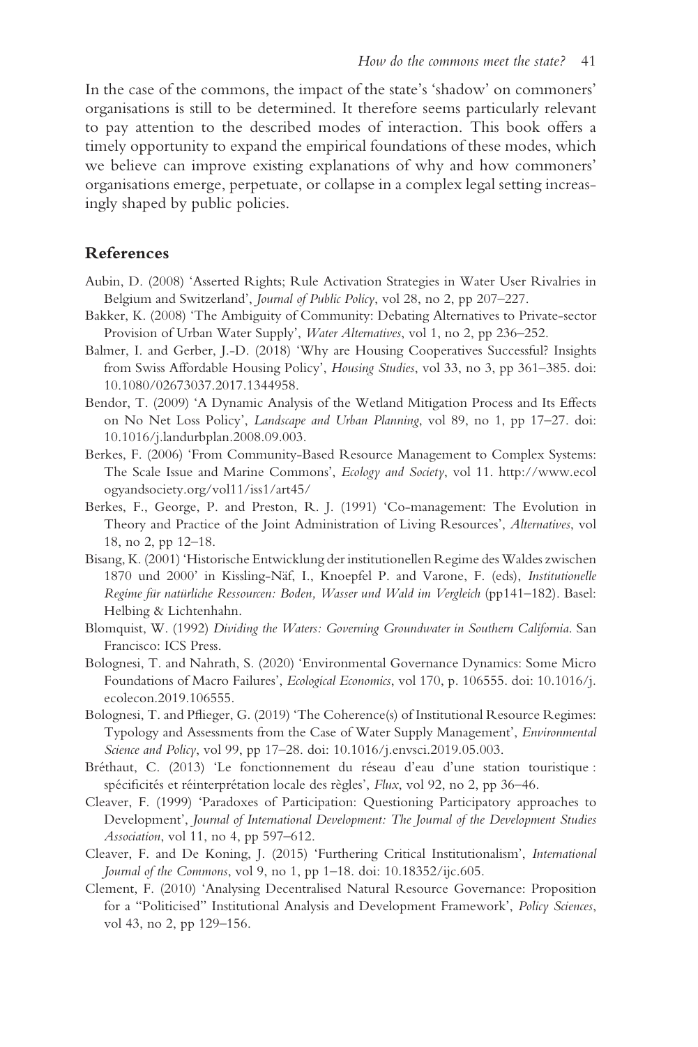In the case of the commons, the impact of the state's 'shadow' on commoners' organisations is still to be determined. It therefore seems particularly relevant to pay attention to the described modes of interaction. This book offers a timely opportunity to expand the empirical foundations of these modes, which we believe can improve existing explanations of why and how commoners' organisations emerge, perpetuate, or collapse in a complex legal setting increasingly shaped by public policies.

## References

Aubin, D. (2008) 'Asserted Rights; Rule Activation Strategies in Water User Rivalries in Belgium and Switzerland', *Journal of Public Policy*, vol 28, no 2, pp 207–227.

Bakker, K. (2008) 'The Ambiguity of Community: Debating Alternatives to Private-sector Provision of Urban Water Supply', *Water Alternatives*, vol 1, no 2, pp 236–252.

Balmer, I. and Gerber, J.-D. (2018) 'Why are Housing Cooperatives Successful? Insights from Swiss Affordable Housing Policy', *Housing Studies*, vol 33, no 3, pp 361–385. doi: 10.1080/02673037.2017.1344958.

Bendor, T. (2009) 'A Dynamic Analysis of the Wetland Mitigation Process and Its Effects on No Net Loss Policy', *Landscape and Urban Planning*, vol 89, no 1, pp 17–27. doi: 10.1016/j.landurbplan.2008.09.003.

Berkes, F. (2006) 'From Community-Based Resource Management to Complex Systems: The Scale Issue and Marine Commons', *Ecology and Society*, vol 11. http://www.ecologyandsociety.org/vol11/iss1/art45/

Berkes, F., George, P. and Preston, R. J. (1991) 'Co-management: The Evolution in Theory and Practice of the Joint Administration of Living Resources', *Alternatives*, vol 18, no 2, pp 12–18.

Bisang, K. (2001) 'Historische Entwicklung der institutionellen Regime des Waldes zwischen 1870 und 2000' in Kissling-Näf, I., Knoepfel P. and Varone, F. (eds), *Institutionelle Regime für natürliche Ressourcen: Boden, Wasser und Wald im Vergleich* (pp141–182). Basel: Helbing & Lichtenhahn.

Blomquist, W. (1992) *Dividing the Waters: Governing Groundwater in Southern California*. San Francisco: ICS Press.

Bolognesi, T. and Nahrath, S. (2020) 'Environmental Governance Dynamics: Some Micro Foundations of Macro Failures', *Ecological Economics*, vol 170, p. 106555. doi: 10.1016/j.ecolecon.2019.106555.

Bolognesi, T. and Pflieger, G. (2019) 'The Coherence(s) of Institutional Resource Regimes: Typology and Assessments from the Case of Water Supply Management', *Environmental Science and Policy*, vol 99, pp 17–28. doi: 10.1016/j.envsci.2019.05.003.

Bréthaut, C. (2013) 'Le fonctionnement du réseau d'eau d'une station touristique : spécificités et réinterprétation locale des règles', *Flux*, vol 92, no 2, pp 36–46.

Cleaver, F. (1999) 'Paradoxes of Participation: Questioning Participatory approaches to Development', *Journal of International Development: The Journal of the Development Studies Association*, vol 11, no 4, pp 597–612.

Cleaver, F. and De Koning, J. (2015) 'Furthering Critical Institutionalism', *International Journal of the Commons*, vol 9, no 1, pp 1–18. doi: 10.18352/ijc.605.

Clement, F. (2010) 'Analysing Decentralised Natural Resource Governance: Proposition for a "Politicised" Institutional Analysis and Development Framework', *Policy Sciences*, vol 43, no 2, pp 129–156.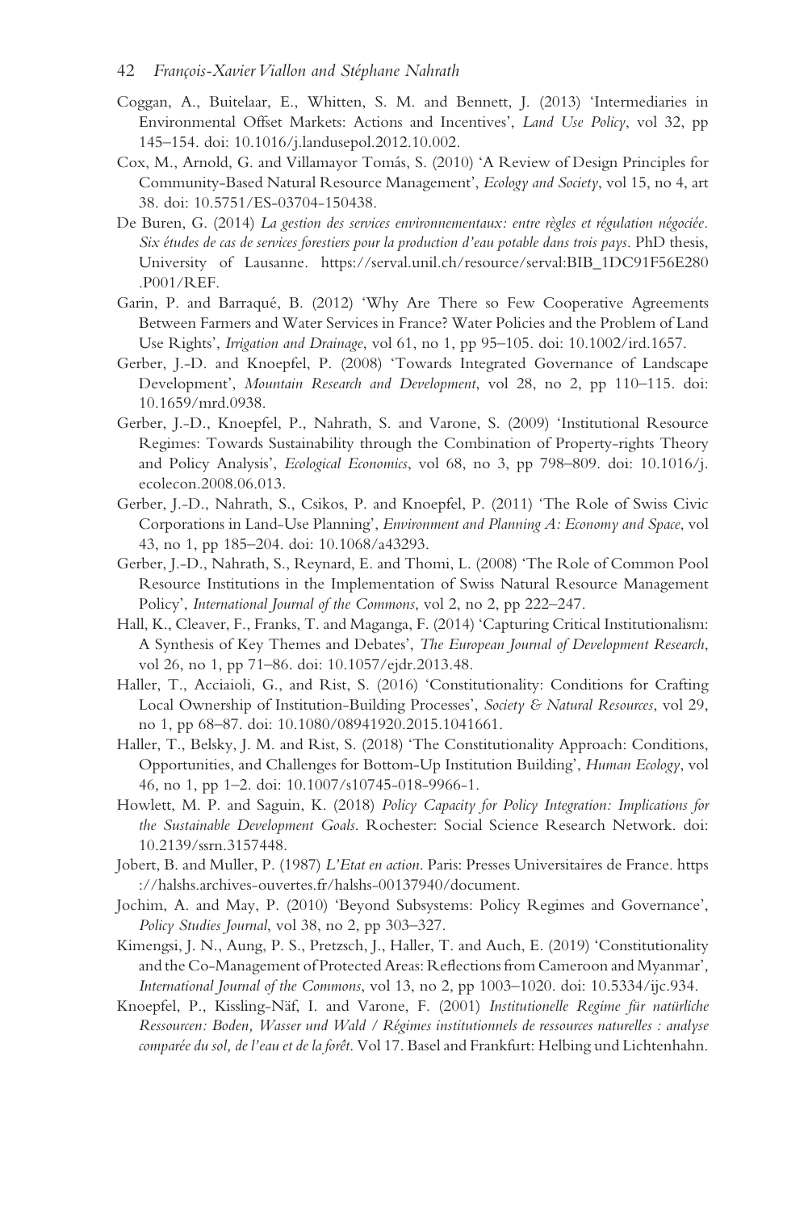Coggan, A., Buitelaar, E., Whitten, S. M. and Bennett, J. (2013) 'Intermediaries in Environmental Offset Markets: Actions and Incentives', *Land Use Policy*, vol 32, pp 145–154. doi: 10.1016/j.landusepol.2012.10.002.

Cox, M., Arnold, G. and Villamayor Tomás, S. (2010) 'A Review of Design Principles for Community-Based Natural Resource Management', *Ecology and Society*, vol 15, no 4, art 38. doi: 10.5751/ES-03704-150438.

De Buren, G. (2014) *La gestion des services environnementaux: entre règles et régulation négociée. Six études de cas de services forestiers pour la production d'eau potable dans trois pays*. PhD thesis, University of Lausanne. https://serval.unil.ch/resource/serval:BIB_1DC91F56E280.P001/REF.

Garin, P. and Barraqué, B. (2012) 'Why Are There so Few Cooperative Agreements Between Farmers and Water Services in France? Water Policies and the Problem of Land Use Rights', *Irrigation and Drainage*, vol 61, no 1, pp 95–105. doi: 10.1002/ird.1657.

Gerber, J.-D. and Knoepfel, P. (2008) 'Towards Integrated Governance of Landscape Development', *Mountain Research and Development*, vol 28, no 2, pp 110–115. doi: 10.1659/mrd.0938.

Gerber, J.-D., Knoepfel, P., Nahrath, S. and Varone, S. (2009) 'Institutional Resource Regimes: Towards Sustainability through the Combination of Property-rights Theory and Policy Analysis', *Ecological Economics*, vol 68, no 3, pp 798–809. doi: 10.1016/j.ecolecon.2008.06.013.

Gerber, J.-D., Nahrath, S., Csikos, P. and Knoepfel, P. (2011) 'The Role of Swiss Civic Corporations in Land-Use Planning', *Environment and Planning A: Economy and Space*, vol 43, no 1, pp 185–204. doi: 10.1068/a43293.

Gerber, J.-D., Nahrath, S., Reynard, E. and Thomi, L. (2008) 'The Role of Common Pool Resource Institutions in the Implementation of Swiss Natural Resource Management Policy', *International Journal of the Commons*, vol 2, no 2, pp 222–247.

Hall, K., Cleaver, F., Franks, T. and Maganga, F. (2014) 'Capturing Critical Institutionalism: A Synthesis of Key Themes and Debates', *The European Journal of Development Research*, vol 26, no 1, pp 71–86. doi: 10.1057/ejdr.2013.48.

Haller, T., Acciaioli, G., and Rist, S. (2016) 'Constitutionality: Conditions for Crafting Local Ownership of Institution-Building Processes', *Society & Natural Resources*, vol 29, no 1, pp 68–87. doi: 10.1080/08941920.2015.1041661.

Haller, T., Belsky, J. M. and Rist, S. (2018) 'The Constitutionality Approach: Conditions, Opportunities, and Challenges for Bottom-Up Institution Building', *Human Ecology*, vol 46, no 1, pp 1–2. doi: 10.1007/s10745-018-9966-1.

Howlett, M. P. and Saguin, K. (2018) *Policy Capacity for Policy Integration: Implications for the Sustainable Development Goals*. Rochester: Social Science Research Network. doi: 10.2139/ssrn.3157448.

Jobert, B. and Muller, P. (1987) *L'Etat en action*. Paris: Presses Universitaires de France. https://halshs.archives-ouvertes.fr/halshs-00137940/document.

Jochim, A. and May, P. (2010) 'Beyond Subsystems: Policy Regimes and Governance', *Policy Studies Journal*, vol 38, no 2, pp 303–327.

Kimengsi, J. N., Aung, P. S., Pretzsch, J., Haller, T. and Auch, E. (2019) 'Constitutionality and the Co-Management of Protected Areas: Reflections from Cameroon and Myanmar', *International Journal of the Commons*, vol 13, no 2, pp 1003–1020. doi: 10.5334/ijc.934.

Knoepfel, P., Kissling-Näf, I. and Varone, F. (2001) *Institutionelle Regime für natürliche Ressourcen: Boden, Wasser und Wald / Régimes institutionnels de ressources naturelles : analyse comparée du sol, de l'eau et de la forêt*. Vol 17. Basel and Frankfurt: Helbing und Lichtenhahn.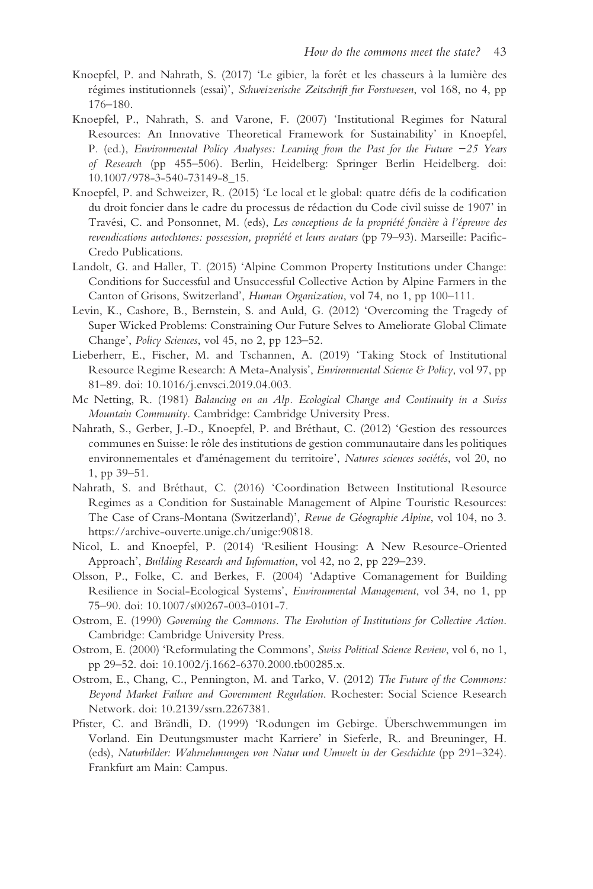Knoepfel, P. and Nahrath, S. (2017) 'Le gibier, la forêt et les chasseurs à la lumière des régimes institutionnels (essai)', *Schweizerische Zeitschrift fur Forstwesen*, vol 168, no 4, pp 176–180.

Knoepfel, P., Nahrath, S. and Varone, F. (2007) 'Institutional Regimes for Natural Resources: An Innovative Theoretical Framework for Sustainability' in Knoepfel, P. (ed.), *Environmental Policy Analyses: Learning from the Past for the Future −25 Years of Research* (pp 455–506). Berlin, Heidelberg: Springer Berlin Heidelberg. doi: 10.1007/978-3-540-73149-8_15.

Knoepfel, P. and Schweizer, R. (2015) 'Le local et le global: quatre défis de la codification du droit foncier dans le cadre du processus de rédaction du Code civil suisse de 1907' in Travési, C. and Ponsonnet, M. (eds), *Les conceptions de la propriété foncière à l'épreuve des revendications autochtones: possession, propriété et leurs avatars* (pp 79–93). Marseille: Pacific-Credo Publications.

Landolt, G. and Haller, T. (2015) 'Alpine Common Property Institutions under Change: Conditions for Successful and Unsuccessful Collective Action by Alpine Farmers in the Canton of Grisons, Switzerland', *Human Organization*, vol 74, no 1, pp 100–111.

Levin, K., Cashore, B., Bernstein, S. and Auld, G. (2012) 'Overcoming the Tragedy of Super Wicked Problems: Constraining Our Future Selves to Ameliorate Global Climate Change', *Policy Sciences*, vol 45, no 2, pp 123–52.

Lieberherr, E., Fischer, M. and Tschannen, A. (2019) 'Taking Stock of Institutional Resource Regime Research: A Meta-Analysis', *Environmental Science & Policy*, vol 97, pp 81–89. doi: 10.1016/j.envsci.2019.04.003.

Mc Netting, R. (1981) *Balancing on an Alp. Ecological Change and Continuity in a Swiss Mountain Community*. Cambridge: Cambridge University Press.

Nahrath, S., Gerber, J.-D., Knoepfel, P. and Bréthaut, C. (2012) 'Gestion des ressources communes en Suisse: le rôle des institutions de gestion communautaire dans les politiques environnementales et d'aménagement du territoire', *Natures sciences sociétés*, vol 20, no 1, pp 39–51.

Nahrath, S. and Bréthaut, C. (2016) 'Coordination Between Institutional Resource Regimes as a Condition for Sustainable Management of Alpine Touristic Resources: The Case of Crans-Montana (Switzerland)', *Revue de Géographie Alpine*, vol 104, no 3. https://archive-ouverte.unige.ch/unige:90818.

Nicol, L. and Knoepfel, P. (2014) 'Resilient Housing: A New Resource-Oriented Approach', *Building Research and Information*, vol 42, no 2, pp 229–239.

Olsson, P., Folke, C. and Berkes, F. (2004) 'Adaptive Comanagement for Building Resilience in Social-Ecological Systems', *Environmental Management*, vol 34, no 1, pp 75–90. doi: 10.1007/s00267-003-0101-7.

Ostrom, E. (1990) *Governing the Commons. The Evolution of Institutions for Collective Action*. Cambridge: Cambridge University Press.

Ostrom, E. (2000) 'Reformulating the Commons', *Swiss Political Science Review*, vol 6, no 1, pp 29–52. doi: 10.1002/j.1662-6370.2000.tb00285.x.

Ostrom, E., Chang, C., Pennington, M. and Tarko, V. (2012) *The Future of the Commons: Beyond Market Failure and Government Regulation*. Rochester: Social Science Research Network. doi: 10.2139/ssrn.2267381.

Pfister, C. and Brändli, D. (1999) 'Rodungen im Gebirge. Überschwemmungen im Vorland. Ein Deutungsmuster macht Karriere' in Sieferle, R. and Breuninger, H. (eds), *Naturbilder: Wahrnehmungen von Natur und Umwelt in der Geschichte* (pp 291–324). Frankfurt am Main: Campus.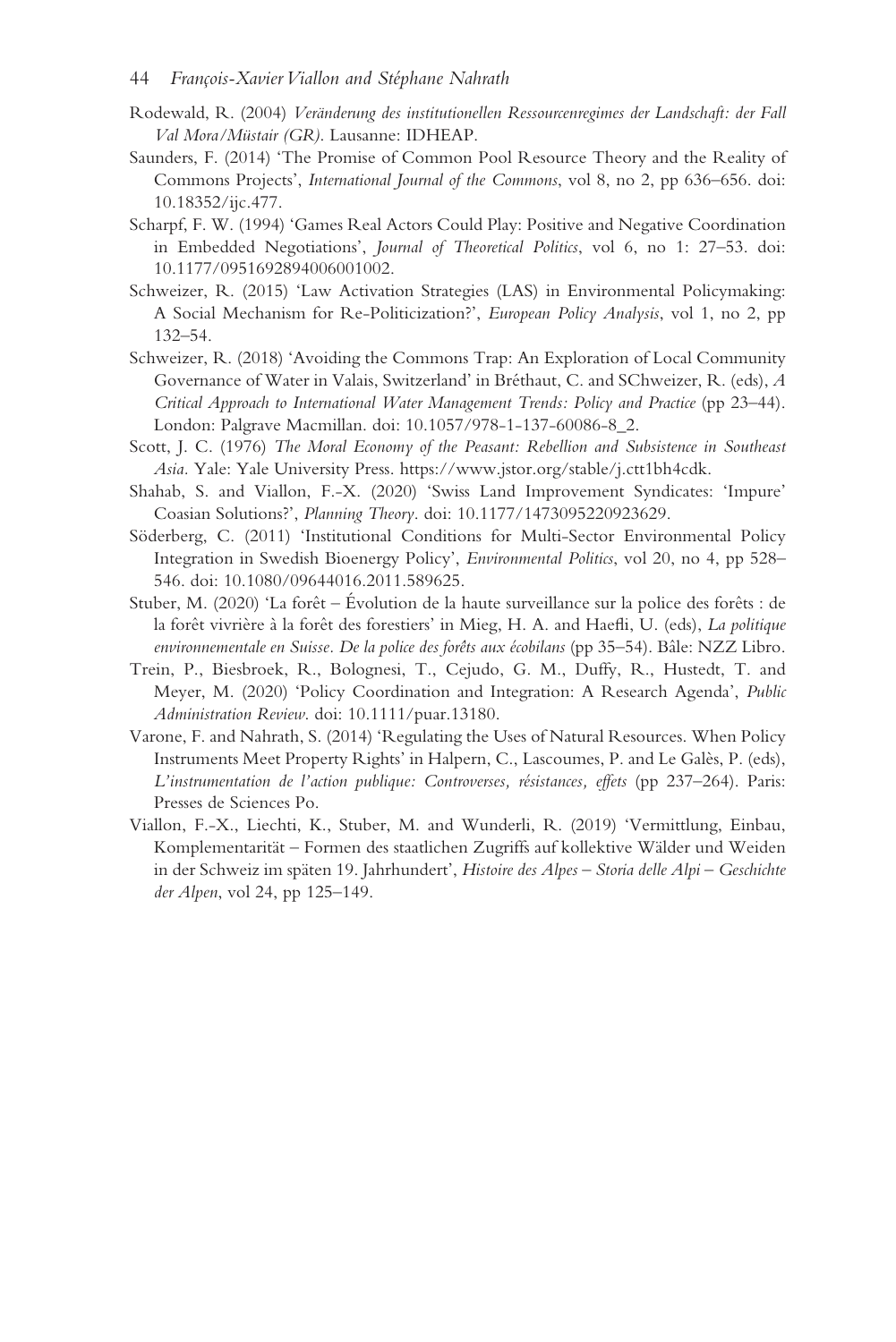Rodewald, R. (2004) *Veränderung des institutionellen Ressourcenregimes der Landschaft: der Fall Val Mora/Müstair (GR)*. Lausanne: IDHEAP.

Saunders, F. (2014) 'The Promise of Common Pool Resource Theory and the Reality of Commons Projects', *International Journal of the Commons*, vol 8, no 2, pp 636–656. doi: 10.18352/ijc.477.

Scharpf, F. W. (1994) 'Games Real Actors Could Play: Positive and Negative Coordination in Embedded Negotiations', *Journal of Theoretical Politics*, vol 6, no 1: 27–53. doi: 10.1177/0951692894006001002.

Schweizer, R. (2015) 'Law Activation Strategies (LAS) in Environmental Policymaking: A Social Mechanism for Re-Politicization?', *European Policy Analysis*, vol 1, no 2, pp 132–54.

Schweizer, R. (2018) 'Avoiding the Commons Trap: An Exploration of Local Community Governance of Water in Valais, Switzerland' in Bréthaut, C. and SChweizer, R. (eds), *A Critical Approach to International Water Management Trends: Policy and Practice* (pp 23–44). London: Palgrave Macmillan. doi: 10.1057/978-1-137-60086-8_2.

Scott, J. C. (1976) *The Moral Economy of the Peasant: Rebellion and Subsistence in Southeast Asia*. Yale: Yale University Press. https://www.jstor.org/stable/j.ctt1bh4cdk.

Shahab, S. and Viallon, F.-X. (2020) 'Swiss Land Improvement Syndicates: 'Impure' Coasian Solutions?', *Planning Theory*. doi: 10.1177/1473095220923629.

Söderberg, C. (2011) 'Institutional Conditions for Multi-Sector Environmental Policy Integration in Swedish Bioenergy Policy', *Environmental Politics*, vol 20, no 4, pp 528–546. doi: 10.1080/09644016.2011.589625.

Stuber, M. (2020) 'La forêt – Évolution de la haute surveillance sur la police des forêts : de la forêt vivrière à la forêt des forestiers' in Mieg, H. A. and Haefli, U. (eds), *La politique environnementale en Suisse. De la police des forêts aux écobilans* (pp 35–54). Bâle: NZZ Libro.

Trein, P., Biesbroek, R., Bolognesi, T., Cejudo, G. M., Duffy, R., Hustedt, T. and Meyer, M. (2020) 'Policy Coordination and Integration: A Research Agenda', *Public Administration Review*. doi: 10.1111/puar.13180.

Varone, F. and Nahrath, S. (2014) 'Regulating the Uses of Natural Resources. When Policy Instruments Meet Property Rights' in Halpern, C., Lascoumes, P. and Le Galès, P. (eds), *L'instrumentation de l'action publique: Controverses, résistances, effets* (pp 237–264). Paris: Presses de Sciences Po.

Viallon, F.-X., Liechti, K., Stuber, M. and Wunderli, R. (2019) 'Vermittlung, Einbau, Komplementarität – Formen des staatlichen Zugriffs auf kollektive Wälder und Weiden in der Schweiz im späten 19. Jahrhundert', *Histoire des Alpes – Storia delle Alpi – Geschichte der Alpen*, vol 24, pp 125–149.